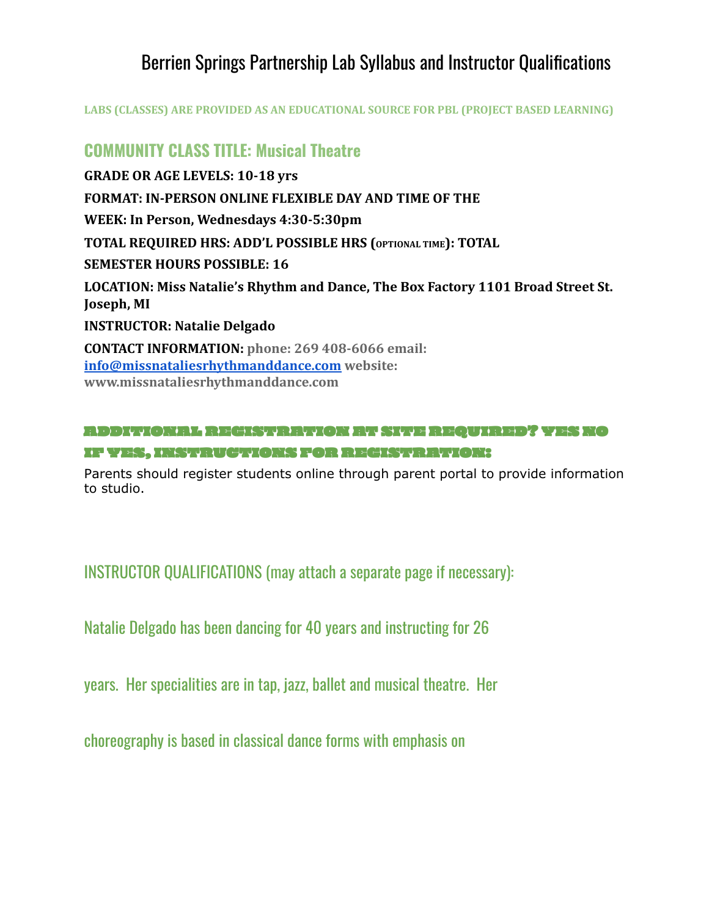# Berrien Springs Partnership Lab Syllabus and Instructor Qualifications

**LABS (CLASSES) ARE PROVIDED AS AN EDUCATIONAL SOURCE FOR PBL (PROJECT BASED LEARNING)**

## COMMUNITY CLASS TITLE: Musical Theatre

**GRADE OR AGE LEVELS: 10-18 yrs**

**FORMAT: IN-PERSON ONLINE FLEXIBLE DAY AND TIME OF THE**

**WEEK: In Person, Wednesdays 4:30-5:30pm**

**TOTAL REQUIRED HRS: ADD'L POSSIBLE HRS (OPTIONAL TIME): TOTAL**

**SEMESTER HOURS POSSIBLE: 16**

**LOCATION: Miss Natalie's Rhythm and Dance, The Box Factory 1101 Broad Street St. Joseph, MI**

**INSTRUCTOR: Natalie Delgado**

**CONTACT INFORMATION:** phone: 269 408-6066 email: info@missnataliesrhythmanddance.com website: www.missnataliesrhythmanddance.com

**ADDITIONAL REGISTRATION AT SITE REQUIRED? YES NO**

**IF YES, INSTRUCTIONS FOR REGISTRATION:**

Parents should register students online through parent portal to provide information to studio.

## INSTRUCTOR QUALIFICATIONS (may attach a separate page if necessary):

Natalie Delgado has been dancing for 40 years and instructing for 26 years. Her specialities are in tap, jazz, ballet and musical theatre. Her choreography is based in classical dance forms with emphasis on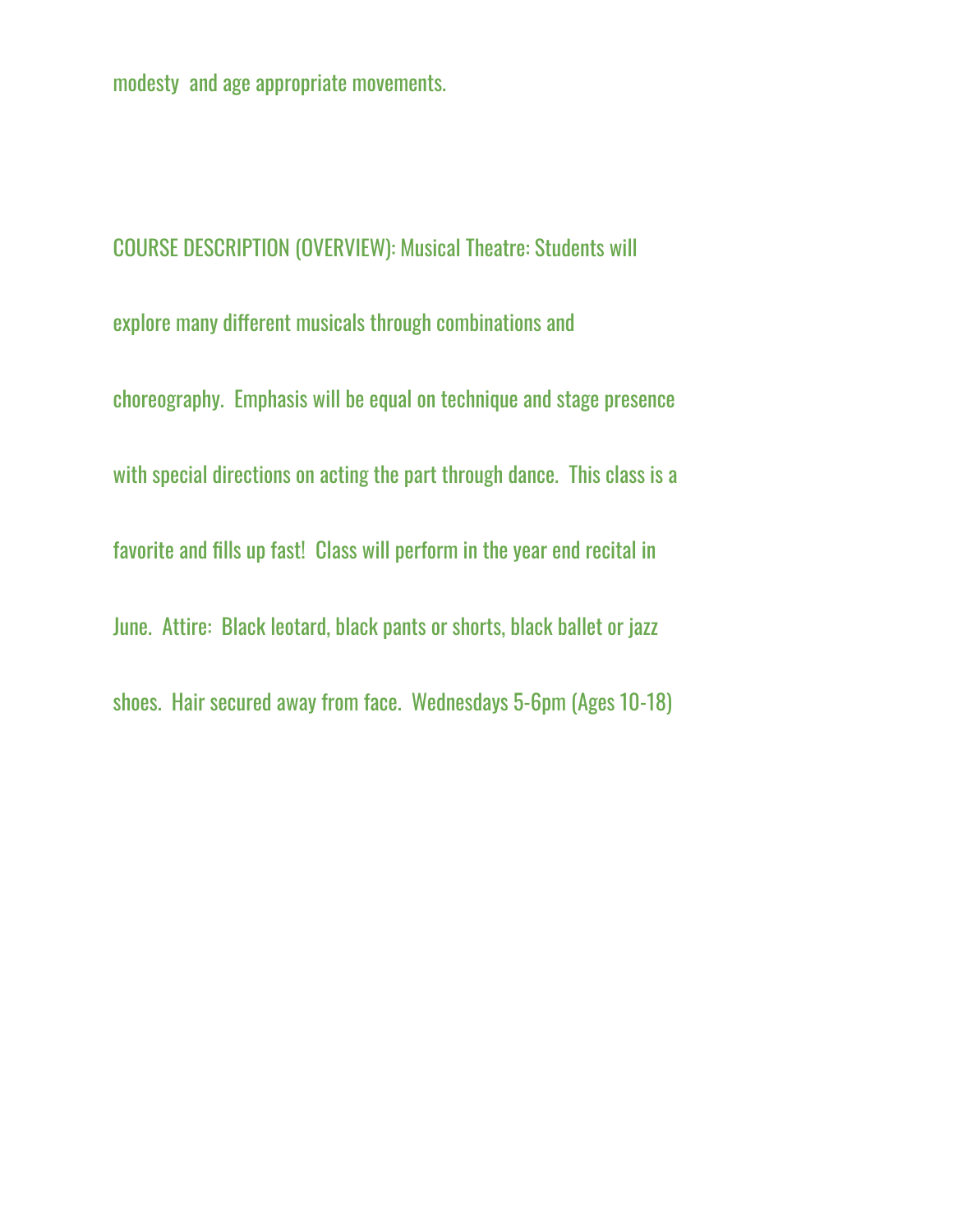modesty  and age appropriate movements.

COURSE DESCRIPTION (OVERVIEW): Musical Theatre: Students will explore many different musicals through combinations and choreography.  Emphasis will be equal on technique and stage presence with special directions on acting the part through dance.  This class is a favorite and fills up fast!  Class will perform in the year end recital in June.  Attire:  Black leotard, black pants or shorts, black ballet or jazz shoes.  Hair secured away from face.  Wednesdays 5-6pm (Ages 10-18)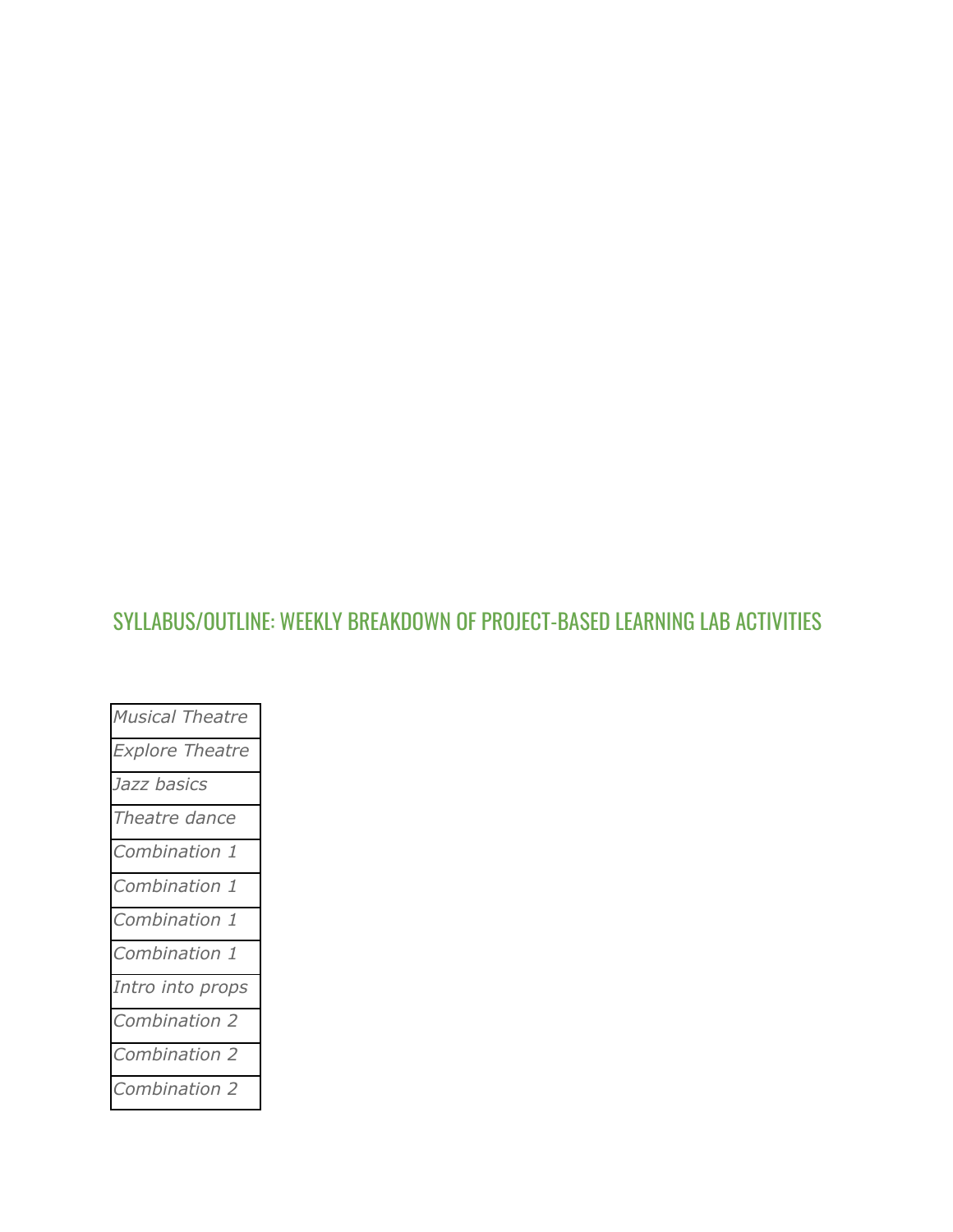## SYLLABUS/OUTLINE: WEEKLY BREAKDOWN OF PROJECT-BASED LEARNING LAB ACTIVITIES

| |
|---|
| *Musical Theatre* |
| *Explore Theatre* |
| *Jazz basics* |
| *Theatre dance* |
| *Combination 1* |
| *Combination 1* |
| *Combination 1* |
| *Combination 1* |
| *Intro into props* |
| *Combination 2* |
| *Combination 2* |
| *Combination 2* |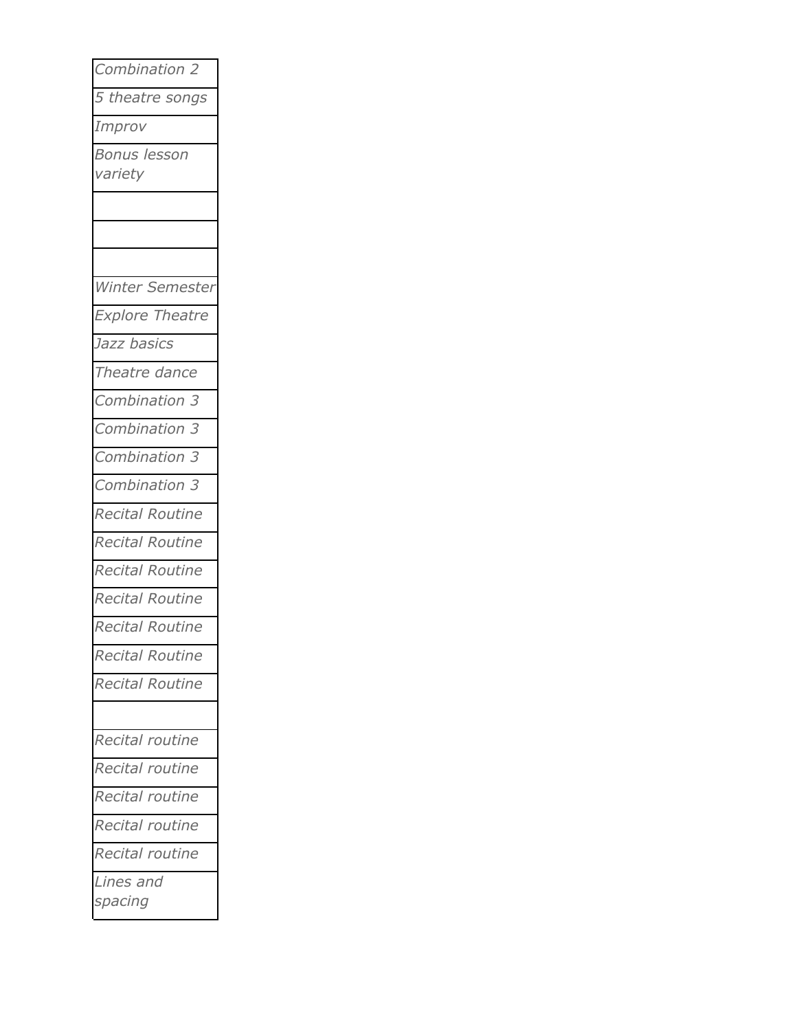| |
|---|
| *Combination 2* |
| *5 theatre songs* |
| *Improv* |
| *Bonus lesson variety* |
| |
| |
| |
| *Winter Semester* |
| *Explore Theatre* |
| *Jazz basics* |
| *Theatre dance* |
| *Combination 3* |
| *Combination 3* |
| *Combination 3* |
| *Combination 3* |
| *Recital Routine* |
| *Recital Routine* |
| *Recital Routine* |
| *Recital Routine* |
| *Recital Routine* |
| *Recital Routine* |
| *Recital Routine* |
| |
| *Recital routine* |
| *Recital routine* |
| *Recital routine* |
| *Recital routine* |
| *Recital routine* |
| *Lines and spacing* |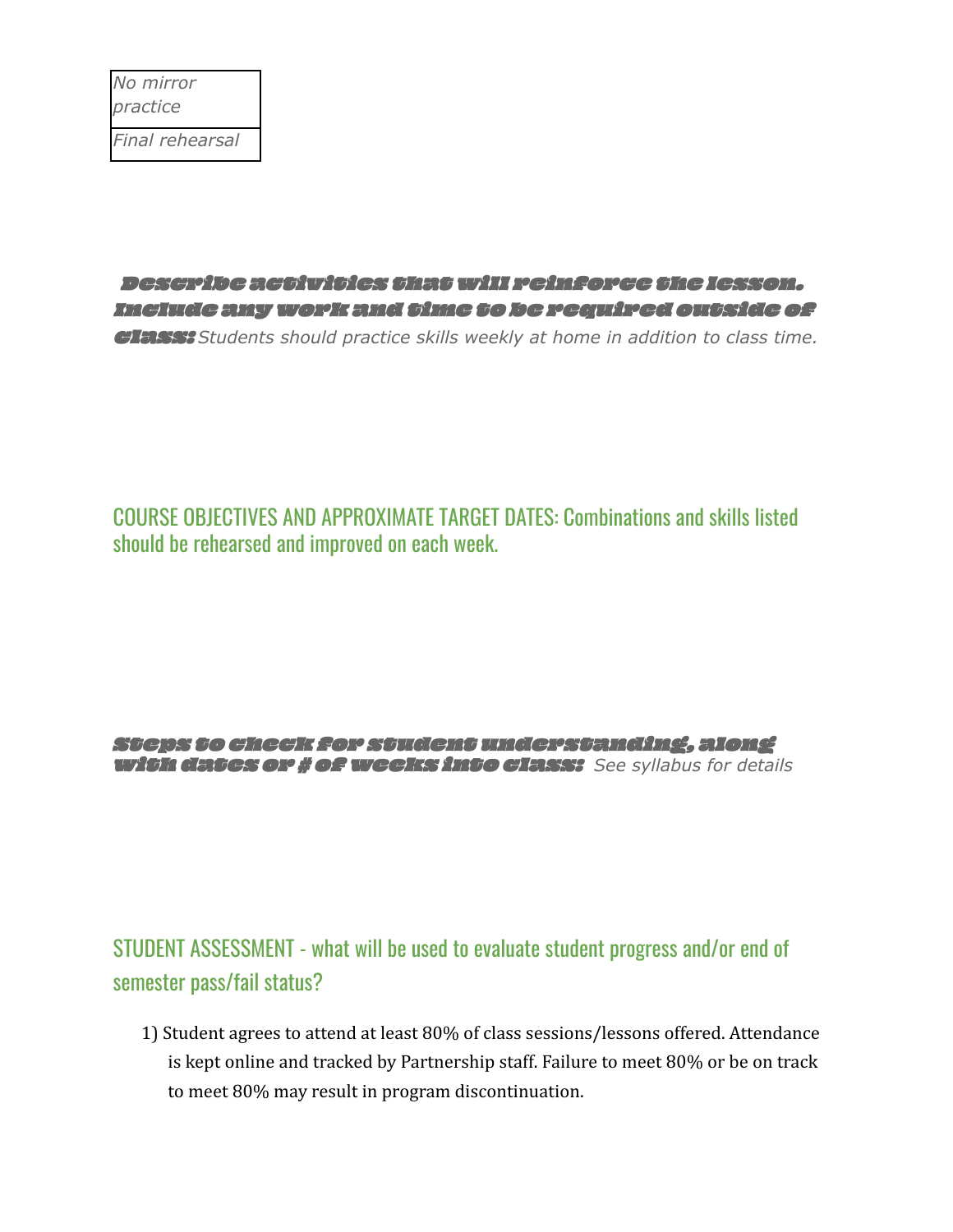| |
|---|
| *No mirror practice* |
| *Final rehearsal* |

**Describe activities that will reinforce the lesson. Include any work and time to be required outside of class:** *Students should practice skills weekly at home in addition to class time.*

## COURSE OBJECTIVES AND APPROXIMATE TARGET DATES: Combinations and skills listed should be rehearsed and improved on each week.

**Steps to check for student understanding, along with dates or # of weeks into class:** *See syllabus for details*

## STUDENT ASSESSMENT - what will be used to evaluate student progress and/or end of semester pass/fail status?

1) Student agrees to attend at least 80% of class sessions/lessons offered. Attendance is kept online and tracked by Partnership staff. Failure to meet 80% or be on track to meet 80% may result in program discontinuation.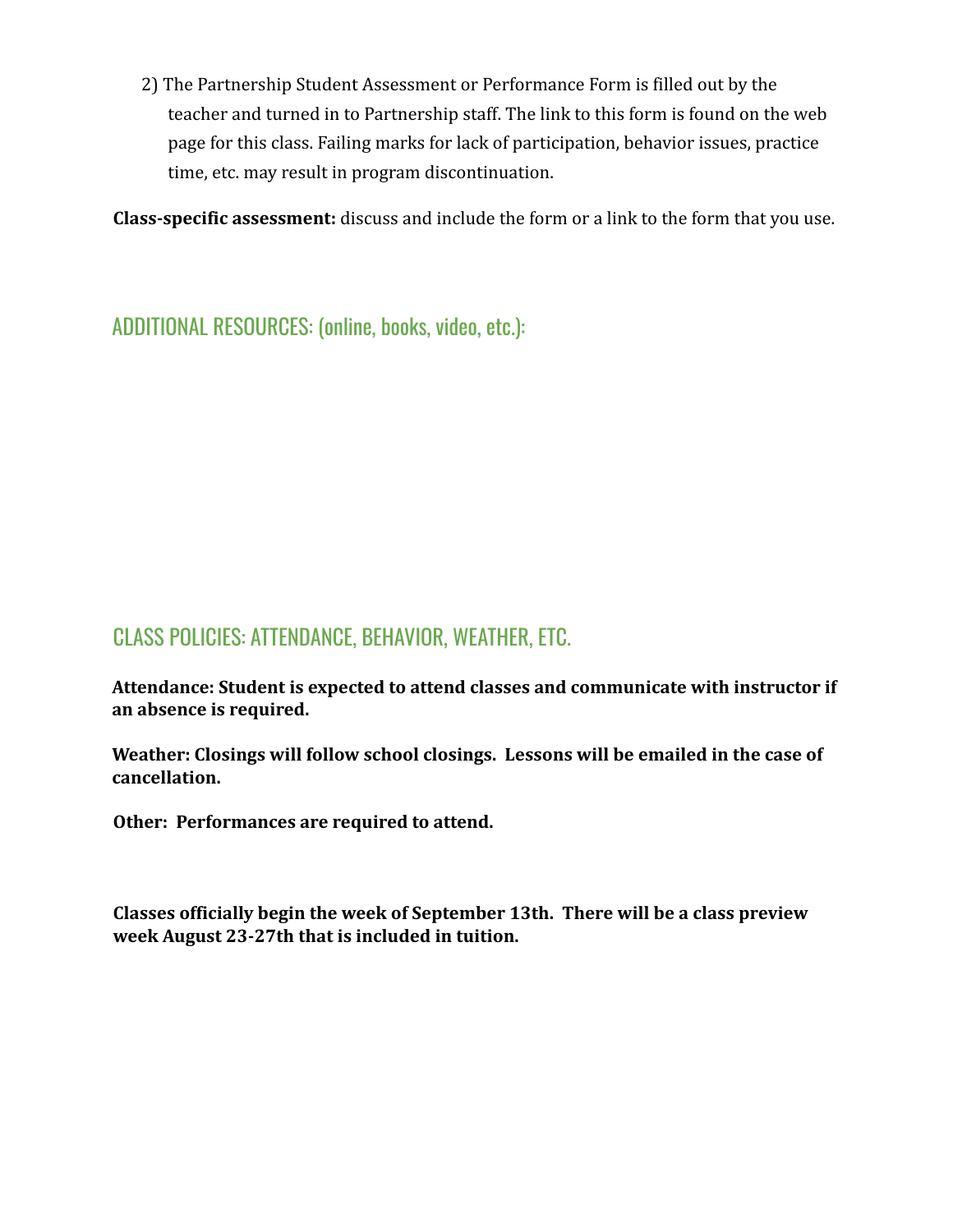2) The Partnership Student Assessment or Performance Form is filled out by the teacher and turned in to Partnership staff. The link to this form is found on the web page for this class. Failing marks for lack of participation, behavior issues, practice time, etc. may result in program discontinuation.

**Class-specific assessment:** discuss and include the form or a link to the form that you use.

## ADDITIONAL RESOURCES: (online, books, video, etc.):

## CLASS POLICIES: ATTENDANCE, BEHAVIOR, WEATHER, ETC.

**Attendance: Student is expected to attend classes and communicate with instructor if an absence is required.**

**Weather: Closings will follow school closings. Lessons will be emailed in the case of cancellation.**

**Other: Performances are required to attend.**

**Classes officially begin the week of September 13th. There will be a class preview week August 23-27th that is included in tuition.**